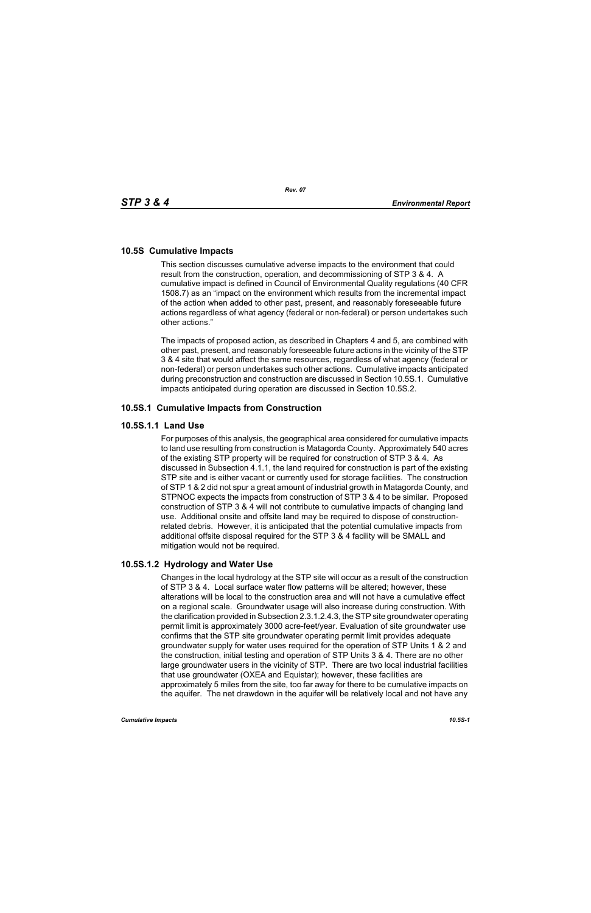## 10.5S Cumulative Impacts

This section discusses cumulative adverse impacts to the environment that could result from the construction, operation, and decommissioning of STP 3 & 4. A cumulative impact is defined in Council of Environmental Quality regulations (40 CFR 1508.7) as an "impact on the environment which results from the incremental impact of the action when added to other past, present, and reasonably foreseeable future actions regardless of what agency (federal or non-federal) or person undertakes such other actions."

The impacts of proposed action, as described in Chapters 4 and 5, are combined with other past, present, and reasonably foreseeable future actions in the vicinity of the STP 3 & 4 site that would affect the same resources, regardless of what agency (federal or non-federal) or person undertakes such other actions. Cumulative impacts anticipated during preconstruction and construction are discussed in Section 10.5S.1. Cumulative impacts anticipated during operation are discussed in Section 10.5S.2.

### 10.5S.1 Cumulative Impacts from Construction

#### 10.5S.1.1 Land Use

For purposes of this analysis, the geographical area considered for cumulative impacts to land use resulting from construction is Matagorda County. Approximately 540 acres of the existing STP property will be required for construction of STP 3 & 4. As discussed in Subsection 4.1.1, the land required for construction is part of the existing STP site and is either vacant or currently used for storage facilities. The construction of STP 1 & 2 did not spur a great amount of industrial growth in Matagorda County, and STPNOC expects the impacts from construction of STP 3 & 4 to be similar. Proposed construction of STP 3 & 4 will not contribute to cumulative impacts of changing land use. Additional onsite and offsite land may be required to dispose of construction-related debris. However, it is anticipated that the potential cumulative impacts from additional offsite disposal required for the STP 3 & 4 facility will be SMALL and mitigation would not be required.

#### 10.5S.1.2 Hydrology and Water Use

Changes in the local hydrology at the STP site will occur as a result of the construction of STP 3 & 4. Local surface water flow patterns will be altered; however, these alterations will be local to the construction area and will not have a cumulative effect on a regional scale. Groundwater usage will also increase during construction. With the clarification provided in Subsection 2.3.1.2.4.3, the STP site groundwater operating permit limit is approximately 3000 acre-feet/year. Evaluation of site groundwater use confirms that the STP site groundwater operating permit limit provides adequate groundwater supply for water uses required for the operation of STP Units 1 & 2 and the construction, initial testing and operation of STP Units 3 & 4. There are no other large groundwater users in the vicinity of STP. There are two local industrial facilities that use groundwater (OXEA and Equistar); however, these facilities are approximately 5 miles from the site, too far away for there to be cumulative impacts on the aquifer. The net drawdown in the aquifer will be relatively local and not have any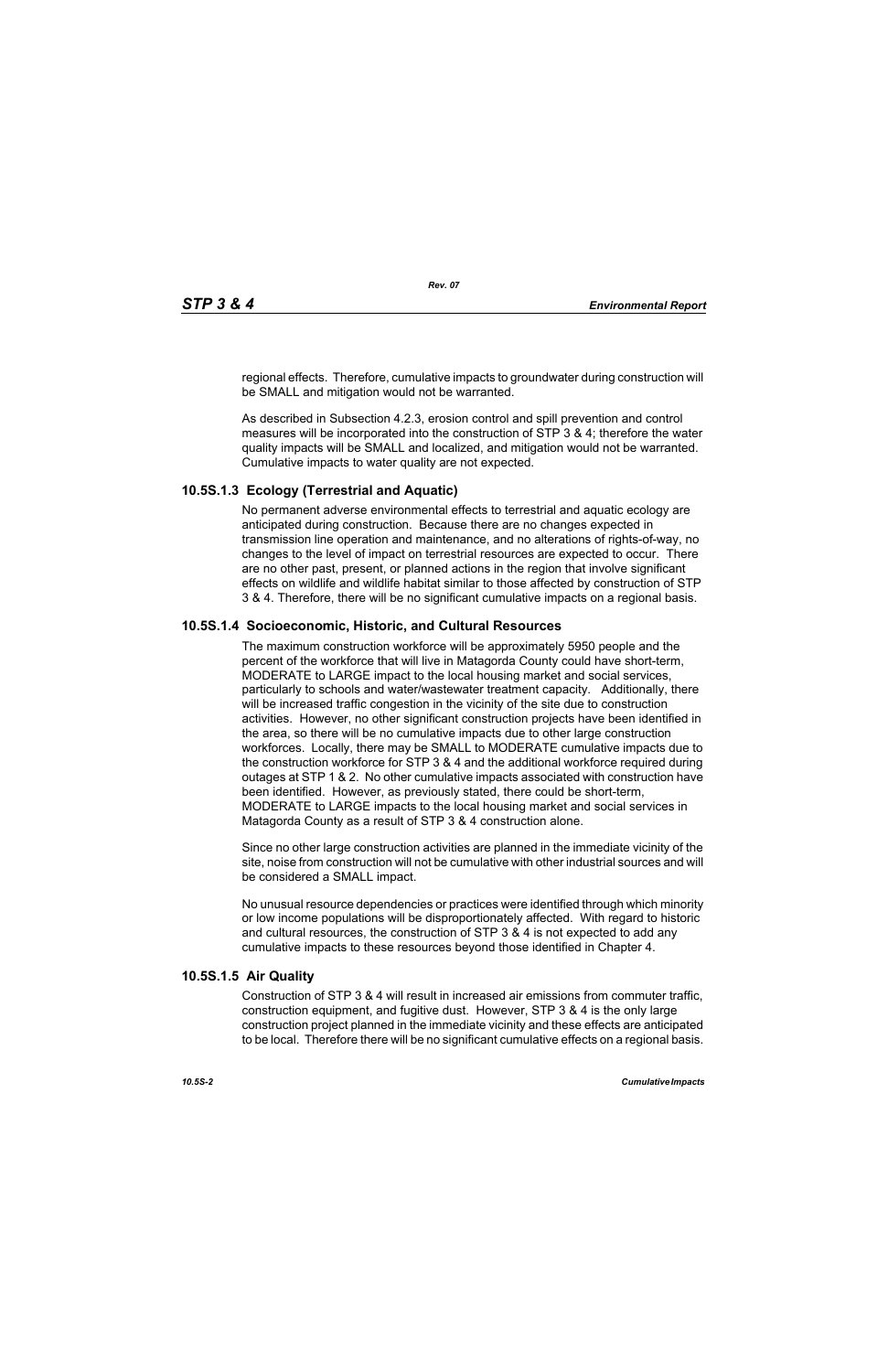regional effects. Therefore, cumulative impacts to groundwater during construction will be SMALL and mitigation would not be warranted.

As described in Subsection 4.2.3, erosion control and spill prevention and control measures will be incorporated into the construction of STP 3 & 4; therefore the water quality impacts will be SMALL and localized, and mitigation would not be warranted. Cumulative impacts to water quality are not expected.

### 10.5S.1.3 Ecology (Terrestrial and Aquatic)

No permanent adverse environmental effects to terrestrial and aquatic ecology are anticipated during construction. Because there are no changes expected in transmission line operation and maintenance, and no alterations of rights-of-way, no changes to the level of impact on terrestrial resources are expected to occur. There are no other past, present, or planned actions in the region that involve significant effects on wildlife and wildlife habitat similar to those affected by construction of STP 3 & 4. Therefore, there will be no significant cumulative impacts on a regional basis.

### 10.5S.1.4 Socioeconomic, Historic, and Cultural Resources

The maximum construction workforce will be approximately 5950 people and the percent of the workforce that will live in Matagorda County could have short-term, MODERATE to LARGE impact to the local housing market and social services, particularly to schools and water/wastewater treatment capacity. Additionally, there will be increased traffic congestion in the vicinity of the site due to construction activities. However, no other significant construction projects have been identified in the area, so there will be no cumulative impacts due to other large construction workforces. Locally, there may be SMALL to MODERATE cumulative impacts due to the construction workforce for STP 3 & 4 and the additional workforce required during outages at STP 1 & 2. No other cumulative impacts associated with construction have been identified. However, as previously stated, there could be short-term, MODERATE to LARGE impacts to the local housing market and social services in Matagorda County as a result of STP 3 & 4 construction alone.

Since no other large construction activities are planned in the immediate vicinity of the site, noise from construction will not be cumulative with other industrial sources and will be considered a SMALL impact.

No unusual resource dependencies or practices were identified through which minority or low income populations will be disproportionately affected. With regard to historic and cultural resources, the construction of STP 3 & 4 is not expected to add any cumulative impacts to these resources beyond those identified in Chapter 4.

### 10.5S.1.5 Air Quality

Construction of STP 3 & 4 will result in increased air emissions from commuter traffic, construction equipment, and fugitive dust. However, STP 3 & 4 is the only large construction project planned in the immediate vicinity and these effects are anticipated to be local. Therefore there will be no significant cumulative effects on a regional basis.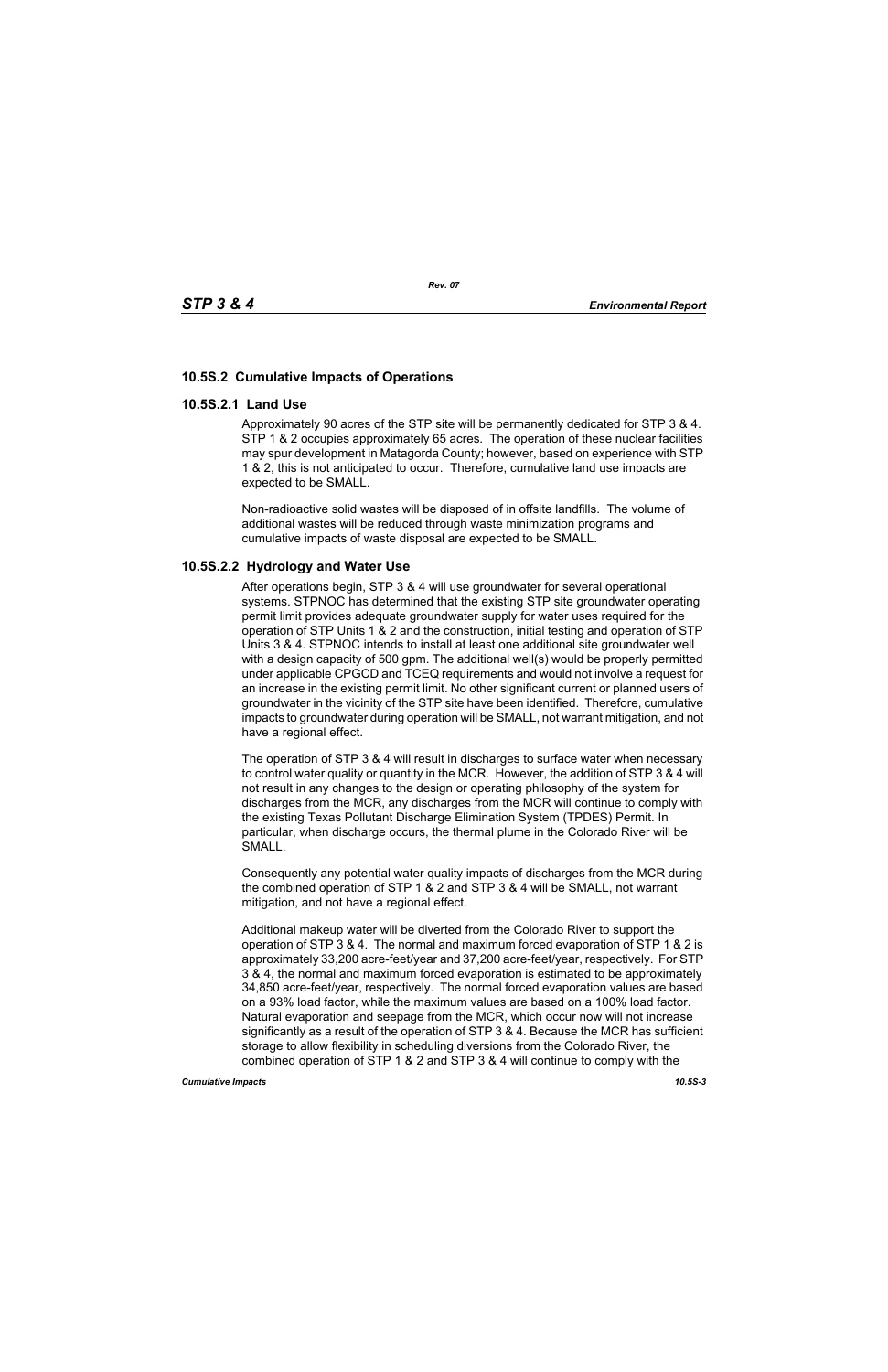### 10.5S.2 Cumulative Impacts of Operations

#### 10.5S.2.1 Land Use

Approximately 90 acres of the STP site will be permanently dedicated for STP 3 & 4. STP 1 & 2 occupies approximately 65 acres. The operation of these nuclear facilities may spur development in Matagorda County; however, based on experience with STP 1 & 2, this is not anticipated to occur. Therefore, cumulative land use impacts are expected to be SMALL.

Non-radioactive solid wastes will be disposed of in offsite landfills. The volume of additional wastes will be reduced through waste minimization programs and cumulative impacts of waste disposal are expected to be SMALL.

#### 10.5S.2.2 Hydrology and Water Use

After operations begin, STP 3 & 4 will use groundwater for several operational systems. STPNOC has determined that the existing STP site groundwater operating permit limit provides adequate groundwater supply for water uses required for the operation of STP Units 1 & 2 and the construction, initial testing and operation of STP Units 3 & 4. STPNOC intends to install at least one additional site groundwater well with a design capacity of 500 gpm. The additional well(s) would be properly permitted under applicable CPGCD and TCEQ requirements and would not involve a request for an increase in the existing permit limit. No other significant current or planned users of groundwater in the vicinity of the STP site have been identified. Therefore, cumulative impacts to groundwater during operation will be SMALL, not warrant mitigation, and not have a regional effect.

The operation of STP 3 & 4 will result in discharges to surface water when necessary to control water quality or quantity in the MCR. However, the addition of STP 3 & 4 will not result in any changes to the design or operating philosophy of the system for discharges from the MCR, any discharges from the MCR will continue to comply with the existing Texas Pollutant Discharge Elimination System (TPDES) Permit. In particular, when discharge occurs, the thermal plume in the Colorado River will be SMALL.

Consequently any potential water quality impacts of discharges from the MCR during the combined operation of STP 1 & 2 and STP 3 & 4 will be SMALL, not warrant mitigation, and not have a regional effect.

Additional makeup water will be diverted from the Colorado River to support the operation of STP 3 & 4. The normal and maximum forced evaporation of STP 1 & 2 is approximately 33,200 acre-feet/year and 37,200 acre-feet/year, respectively. For STP 3 & 4, the normal and maximum forced evaporation is estimated to be approximately 34,850 acre-feet/year, respectively. The normal forced evaporation values are based on a 93% load factor, while the maximum values are based on a 100% load factor. Natural evaporation and seepage from the MCR, which occur now will not increase significantly as a result of the operation of STP 3 & 4. Because the MCR has sufficient storage to allow flexibility in scheduling diversions from the Colorado River, the combined operation of STP 1 & 2 and STP 3 & 4 will continue to comply with the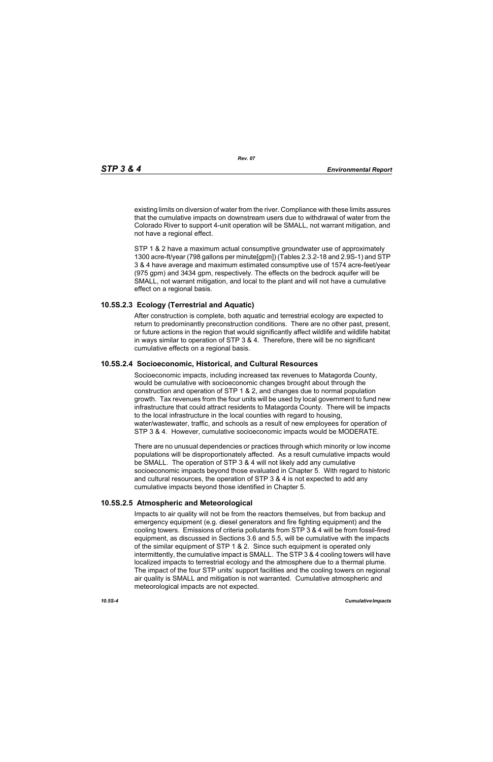existing limits on diversion of water from the river. Compliance with these limits assures that the cumulative impacts on downstream users due to withdrawal of water from the Colorado River to support 4-unit operation will be SMALL, not warrant mitigation, and not have a regional effect.

STP 1 & 2 have a maximum actual consumptive groundwater use of approximately 1300 acre-ft/year (798 gallons per minute[gpm]) (Tables 2.3.2-18 and 2.9S-1) and STP 3 & 4 have average and maximum estimated consumptive use of 1574 acre-feet/year (975 gpm) and 3434 gpm, respectively. The effects on the bedrock aquifer will be SMALL, not warrant mitigation, and local to the plant and will not have a cumulative effect on a regional basis.

### 10.5S.2.3 Ecology (Terrestrial and Aquatic)

After construction is complete, both aquatic and terrestrial ecology are expected to return to predominantly preconstruction conditions. There are no other past, present, or future actions in the region that would significantly affect wildlife and wildlife habitat in ways similar to operation of STP 3 & 4. Therefore, there will be no significant cumulative effects on a regional basis.

### 10.5S.2.4 Socioeconomic, Historical, and Cultural Resources

Socioeconomic impacts, including increased tax revenues to Matagorda County, would be cumulative with socioeconomic changes brought about through the construction and operation of STP 1 & 2, and changes due to normal population growth. Tax revenues from the four units will be used by local government to fund new infrastructure that could attract residents to Matagorda County. There will be impacts to the local infrastructure in the local counties with regard to housing, water/wastewater, traffic, and schools as a result of new employees for operation of STP 3 & 4. However, cumulative socioeconomic impacts would be MODERATE.

There are no unusual dependencies or practices through which minority or low income populations will be disproportionately affected. As a result cumulative impacts would be SMALL. The operation of STP 3 & 4 will not likely add any cumulative socioeconomic impacts beyond those evaluated in Chapter 5. With regard to historic and cultural resources, the operation of STP 3 & 4 is not expected to add any cumulative impacts beyond those identified in Chapter 5.

### 10.5S.2.5 Atmospheric and Meteorological

Impacts to air quality will not be from the reactors themselves, but from backup and emergency equipment (e.g. diesel generators and fire fighting equipment) and the cooling towers. Emissions of criteria pollutants from STP 3 & 4 will be from fossil-fired equipment, as discussed in Sections 3.6 and 5.5, will be cumulative with the impacts of the similar equipment of STP 1 & 2. Since such equipment is operated only intermittently, the cumulative impact is SMALL. The STP 3 & 4 cooling towers will have localized impacts to terrestrial ecology and the atmosphere due to a thermal plume. The impact of the four STP units' support facilities and the cooling towers on regional air quality is SMALL and mitigation is not warranted. Cumulative atmospheric and meteorological impacts are not expected.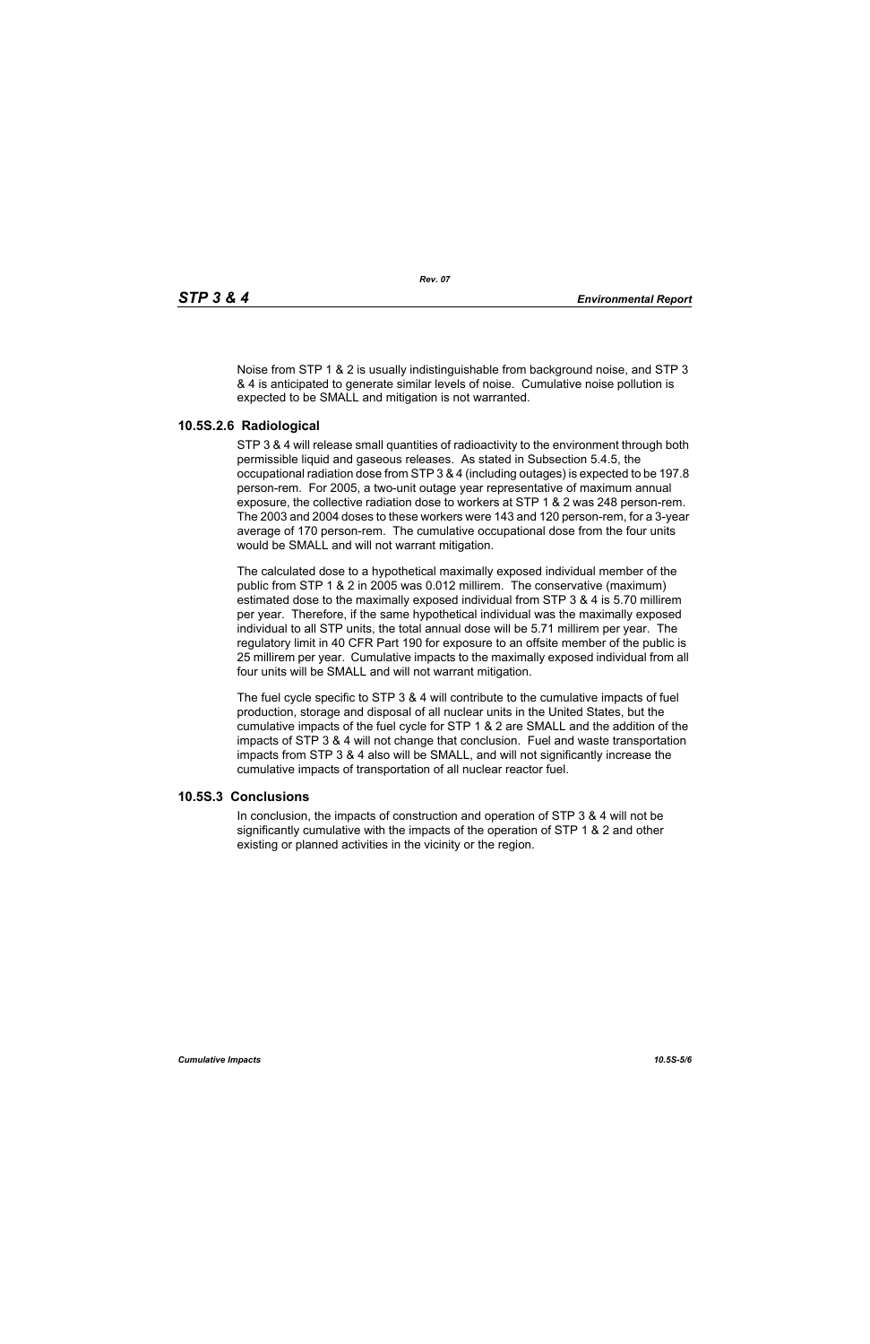Noise from STP 1 & 2 is usually indistinguishable from background noise, and STP 3 & 4 is anticipated to generate similar levels of noise. Cumulative noise pollution is expected to be SMALL and mitigation is not warranted.

### 10.5S.2.6 Radiological

STP 3 & 4 will release small quantities of radioactivity to the environment through both permissible liquid and gaseous releases. As stated in Subsection 5.4.5, the occupational radiation dose from STP 3 & 4 (including outages) is expected to be 197.8 person-rem. For 2005, a two-unit outage year representative of maximum annual exposure, the collective radiation dose to workers at STP 1 & 2 was 248 person-rem. The 2003 and 2004 doses to these workers were 143 and 120 person-rem, for a 3-year average of 170 person-rem. The cumulative occupational dose from the four units would be SMALL and will not warrant mitigation.

The calculated dose to a hypothetical maximally exposed individual member of the public from STP 1 & 2 in 2005 was 0.012 millirem. The conservative (maximum) estimated dose to the maximally exposed individual from STP 3 & 4 is 5.70 millirem per year. Therefore, if the same hypothetical individual was the maximally exposed individual to all STP units, the total annual dose will be 5.71 millirem per year. The regulatory limit in 40 CFR Part 190 for exposure to an offsite member of the public is 25 millirem per year. Cumulative impacts to the maximally exposed individual from all four units will be SMALL and will not warrant mitigation.

The fuel cycle specific to STP 3 & 4 will contribute to the cumulative impacts of fuel production, storage and disposal of all nuclear units in the United States, but the cumulative impacts of the fuel cycle for STP 1 & 2 are SMALL and the addition of the impacts of STP 3 & 4 will not change that conclusion. Fuel and waste transportation impacts from STP 3 & 4 also will be SMALL, and will not significantly increase the cumulative impacts of transportation of all nuclear reactor fuel.

## 10.5S.3 Conclusions

In conclusion, the impacts of construction and operation of STP 3 & 4 will not be significantly cumulative with the impacts of the operation of STP 1 & 2 and other existing or planned activities in the vicinity or the region.